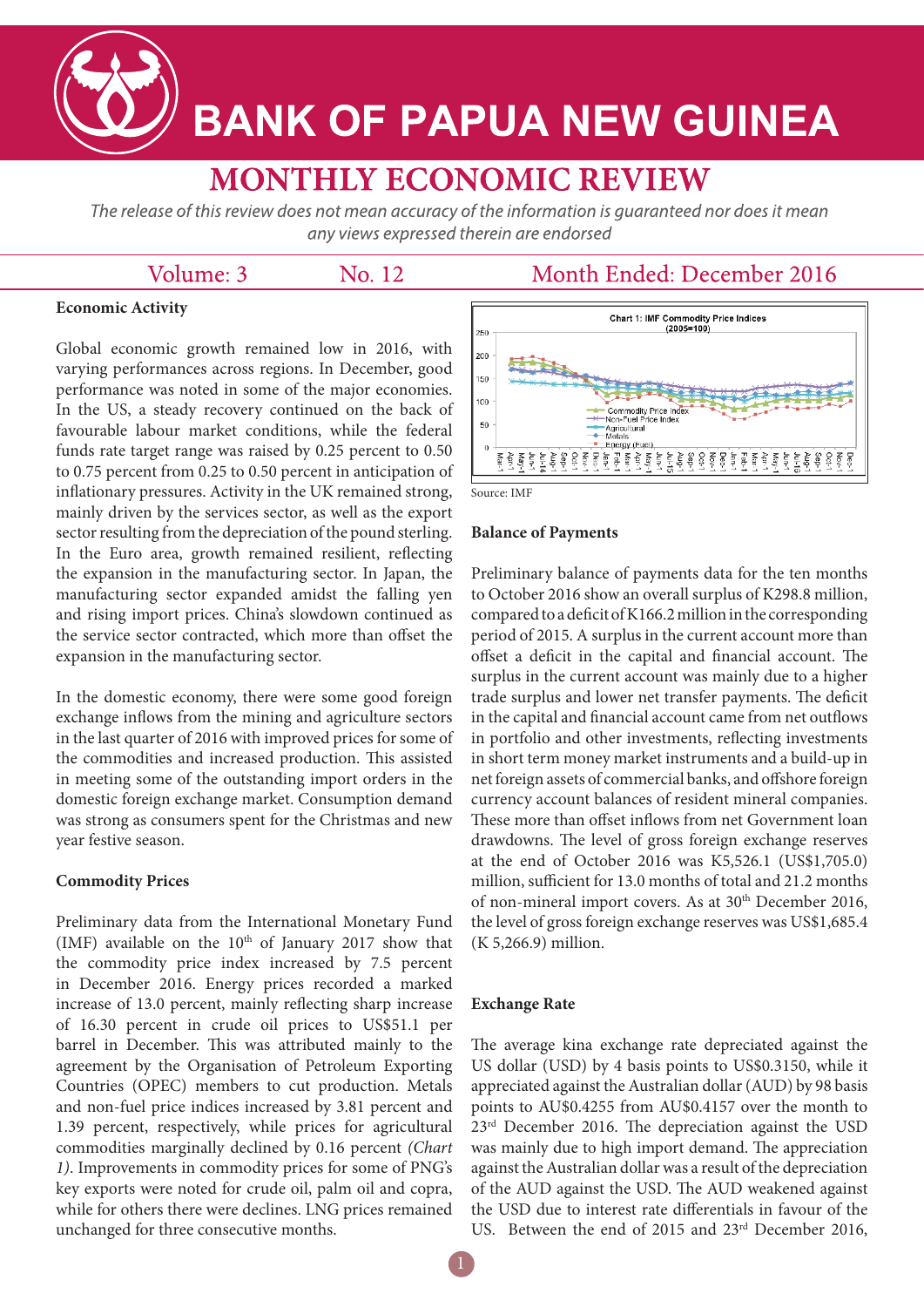# BANK OF PAPUA NEW GUINEA

## MONTHLY ECONOMIC REVIEW

*The release of this review does not mean accuracy of the information is guaranteed nor does it mean any views expressed therein are endorsed*

Volume: 3 No. 12 Month Ended: December 2016

### Economic Activity

Global economic growth remained low in 2016, with varying performances across regions. In December, good performance was noted in some of the major economies. In the US, a steady recovery continued on the back of favourable labour market conditions, while the federal funds rate target range was raised by 0.25 percent to 0.50 to 0.75 percent from 0.25 to 0.50 percent in anticipation of inflationary pressures. Activity in the UK remained strong, mainly driven by the services sector, as well as the export sector resulting from the depreciation of the pound sterling. In the Euro area, growth remained resilient, reflecting the expansion in the manufacturing sector. In Japan, the manufacturing sector expanded amidst the falling yen and rising import prices. China's slowdown continued as the service sector contracted, which more than offset the expansion in the manufacturing sector.

In the domestic economy, there were some good foreign exchange inflows from the mining and agriculture sectors in the last quarter of 2016 with improved prices for some of the commodities and increased production. This assisted in meeting some of the outstanding import orders in the domestic foreign exchange market. Consumption demand was strong as consumers spent for the Christmas and new year festive season.

### Commodity Prices

Preliminary data from the International Monetary Fund (IMF) available on the 10th of January 2017 show that the commodity price index increased by 7.5 percent in December 2016. Energy prices recorded a marked increase of 13.0 percent, mainly reflecting sharp increase of 16.30 percent in crude oil prices to US$51.1 per barrel in December. This was attributed mainly to the agreement by the Organisation of Petroleum Exporting Countries (OPEC) members to cut production. Metals and non-fuel price indices increased by 3.81 percent and 1.39 percent, respectively, while prices for agricultural commodities marginally declined by 0.16 percent *(Chart 1)*. Improvements in commodity prices for some of PNG's key exports were noted for crude oil, palm oil and copra, while for others there were declines. LNG prices remained unchanged for three consecutive months.

Chart 1: IMF Commodity Price Indices (2005=100)

Source: IMF

### Balance of Payments

Preliminary balance of payments data for the ten months to October 2016 show an overall surplus of K298.8 million, compared to a deficit of K166.2 million in the corresponding period of 2015. A surplus in the current account more than offset a deficit in the capital and financial account. The surplus in the current account was mainly due to a higher trade surplus and lower net transfer payments. The deficit in the capital and financial account came from net outflows in portfolio and other investments, reflecting investments in short term money market instruments and a build-up in net foreign assets of commercial banks, and offshore foreign currency account balances of resident mineral companies. These more than offset inflows from net Government loan drawdowns. The level of gross foreign exchange reserves at the end of October 2016 was K5,526.1 (US$1,705.0) million, sufficient for 13.0 months of total and 21.2 months of non-mineral import covers. As at 30th December 2016, the level of gross foreign exchange reserves was US$1,685.4 (K 5,266.9) million.

### Exchange Rate

The average kina exchange rate depreciated against the US dollar (USD) by 4 basis points to US$0.3150, while it appreciated against the Australian dollar (AUD) by 98 basis points to AU$0.4255 from AU$0.4157 over the month to 23rd December 2016. The depreciation against the USD was mainly due to high import demand. The appreciation against the Australian dollar was a result of the depreciation of the AUD against the USD. The AUD weakened against the USD due to interest rate differentials in favour of the US. Between the end of 2015 and 23rd December 2016,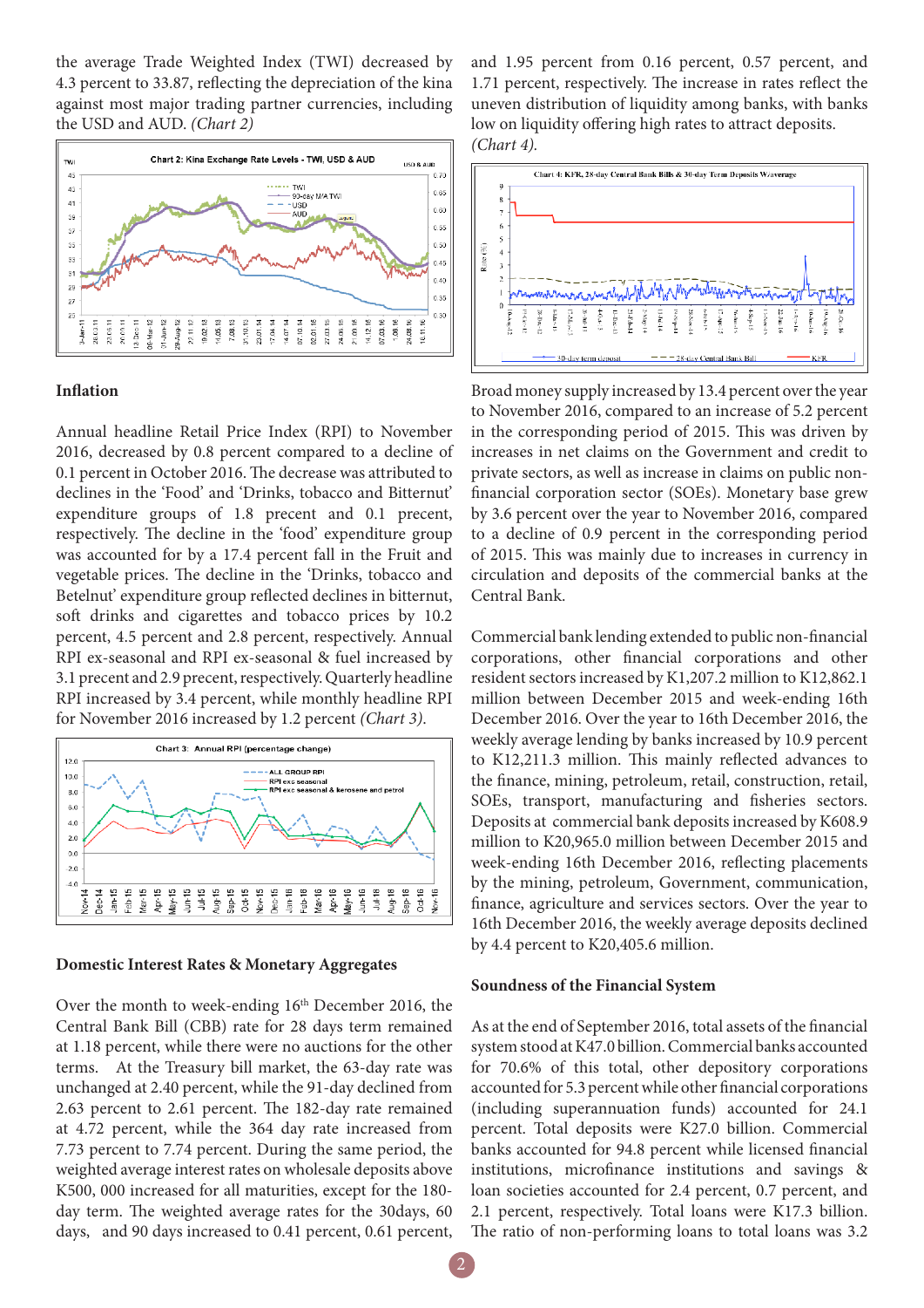the average Trade Weighted Index (TWI) decreased by 4.3 percent to 33.87, reflecting the depreciation of the kina against most major trading partner currencies, including the USD and AUD. *(Chart 2)*

### Inflation

Annual headline Retail Price Index (RPI) to November 2016, decreased by 0.8 percent compared to a decline of 0.1 percent in October 2016. The decrease was attributed to declines in the 'Food' and 'Drinks, tobacco and Bitternut' expenditure groups of 1.8 precent and 0.1 percent, respectively. The decline in the 'food' expenditure group was accounted for by a 17.4 percent fall in the Fruit and vegetable prices. The decline in the 'Drinks, tobacco and Betelnut' expenditure group reflected declines in bitternut, soft drinks and cigarettes and tobacco prices by 10.2 percent, 4.5 percent and 2.8 percent, respectively. Annual RPI ex-seasonal and RPI ex-seasonal & fuel increased by 3.1 precent and 2.9 precent, respectively. Quarterly headline RPI increased by 3.4 percent, while monthly headline RPI for November 2016 increased by 1.2 percent *(Chart 3)*.

### Domestic Interest Rates & Monetary Aggregates

Over the month to week-ending 16th December 2016, the Central Bank Bill (CBB) rate for 28 days term remained at 1.18 percent, while there were no auctions for the other terms. At the Treasury bill market, the 63-day rate was unchanged at 2.40 percent, while the 91-day declined from 2.63 percent to 2.61 percent. The 182-day rate remained at 4.72 percent, while the 364 day rate increased from 7.73 percent to 7.74 percent. During the same period, the weighted average interest rates on wholesale deposits above K500, 000 increased for all maturities, except for the 180-day term. The weighted average rates for the 30days, 60 days, and 90 days increased to 0.41 percent, 0.61 percent, and 1.95 percent from 0.16 percent, 0.57 percent, and 1.71 percent, respectively. The increase in rates reflect the uneven distribution of liquidity among banks, with banks low on liquidity offering high rates to attract deposits. *(Chart 4)*.

Broad money supply increased by 13.4 percent over the year to November 2016, compared to an increase of 5.2 percent in the corresponding period of 2015. This was driven by increases in net claims on the Government and credit to private sectors, as well as increase in claims on public non-financial corporation sector (SOEs). Monetary base grew by 3.6 percent over the year to November 2016, compared to a decline of 0.9 percent in the corresponding period of 2015. This was mainly due to increases in currency in circulation and deposits of the commercial banks at the Central Bank.

Commercial bank lending extended to public non-financial corporations, other financial corporations and other resident sectors increased by K1,207.2 million to K12,862.1 million between December 2015 and week-ending 16th December 2016. Over the year to 16th December 2016, the weekly average lending by banks increased by 10.9 percent to K12,211.3 million. This mainly reflected advances to the finance, mining, petroleum, retail, construction, retail, SOEs, transport, manufacturing and fisheries sectors. Deposits at commercial bank deposits increased by K608.9 million to K20,965.0 million between December 2015 and week-ending 16th December 2016, reflecting placements by the mining, petroleum, Government, communication, finance, agriculture and services sectors. Over the year to 16th December 2016, the weekly average deposits declined by 4.4 percent to K20,405.6 million.

### Soundness of the Financial System

As at the end of September 2016, total assets of the financial system stood at K47.0 billion. Commercial banks accounted for 70.6% of this total, other depository corporations accounted for 5.3 percent while other financial corporations (including superannuation funds) accounted for 24.1 percent. Total deposits were K27.0 billion. Commercial banks accounted for 94.8 percent while licensed financial institutions, microfinance institutions and savings & loan societies accounted for 2.4 percent, 0.7 percent, and 2.1 percent, respectively. Total loans were K17.3 billion. The ratio of non-performing loans to total loans was 3.2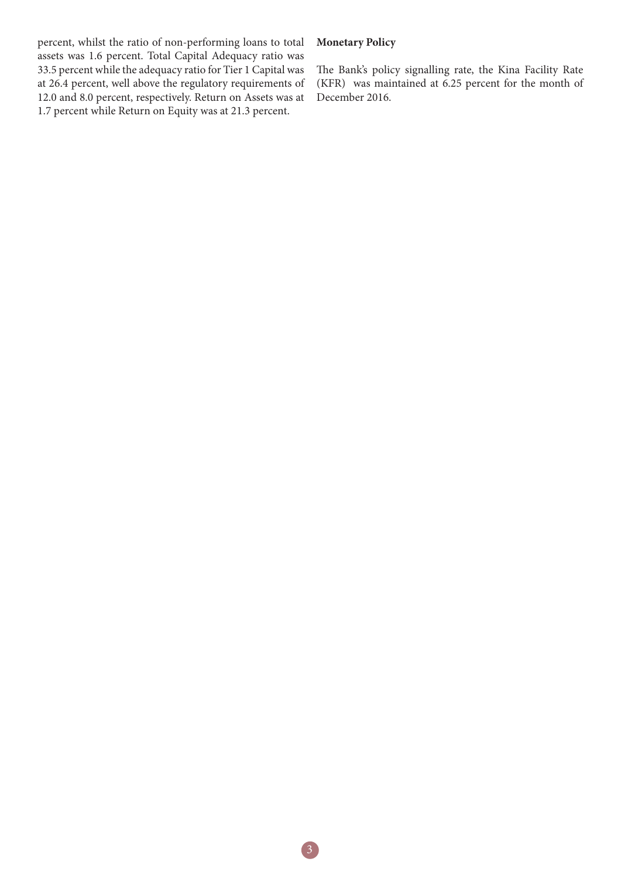percent, whilst the ratio of non-performing loans to total assets was 1.6 percent. Total Capital Adequacy ratio was 33.5 percent while the adequacy ratio for Tier 1 Capital was at 26.4 percent, well above the regulatory requirements of 12.0 and 8.0 percent, respectively. Return on Assets was at 1.7 percent while Return on Equity was at 21.3 percent.

**Monetary Policy**

The Bank's policy signalling rate, the Kina Facility Rate (KFR) was maintained at 6.25 percent for the month of December 2016.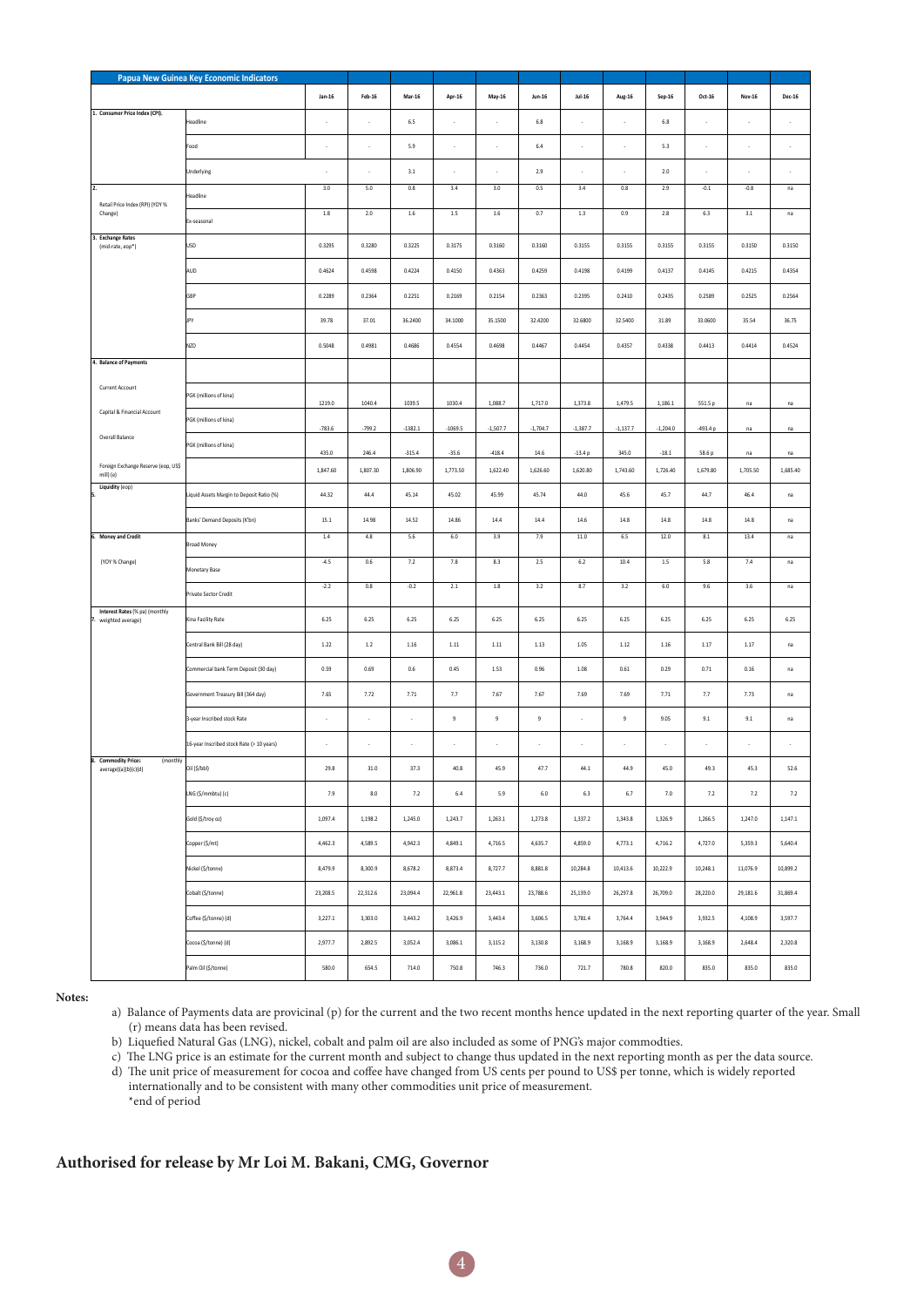| Papua New Guinea Key Economic Indicators | | Jan-16 | Feb-16 | Mar-16 | Apr-16 | May-16 | Jun-16 | Jul-16 | Aug-16 | Sep-16 | Oct-16 | Nov-16 | Dec-16 |
|---|---|---|---|---|---|---|---|---|---|---|---|---|---|
| 1. Consumer Price Index (CPI). | Headline | - | - | 6.5 | - | - | 6.8 | - | - | 6.8 | - | - | - |
| | Food | - | - | 5.9 | - | - | 6.4 | - | - | 5.3 | - | - | - |
| | Underlying | - | - | 3.1 | - | - | 2.9 | - | - | 2.0 | - | - | - |
| 2. Retail Price Index (RPI) (YOY % Change) | Headline | 3.0 | 5.0 | 0.8 | 3.4 | 3.0 | 0.5 | 3.4 | 0.8 | 2.9 | -0.1 | -0.8 | na |
| | Ex-seasonal | 1.8 | 2.0 | 1.6 | 1.5 | 1.6 | 0.7 | 1.3 | 0.9 | 2.8 | 6.3 | 3.1 | na |
| 3. Exchange Rates (mid-rate, eop*) | USD | 0.3295 | 0.3280 | 0.3225 | 0.3175 | 0.3160 | 0.3160 | 0.3155 | 0.3155 | 0.3155 | 0.3155 | 0.3150 | 0.3150 |
| | AUD | 0.4624 | 0.4598 | 0.4224 | 0.4150 | 0.4363 | 0.4259 | 0.4198 | 0.4199 | 0.4137 | 0.4145 | 0.4215 | 0.4354 |
| | GBP | 0.2289 | 0.2364 | 0.2251 | 0.2169 | 0.2154 | 0.2363 | 0.2395 | 0.2410 | 0.2435 | 0.2589 | 0.2525 | 0.2564 |
| | JPY | 39.78 | 37.01 | 36.2400 | 34.1000 | 35.1500 | 32.4200 | 32.6800 | 32.5400 | 31.89 | 33.0600 | 35.54 | 36.75 |
| | NZD | 0.5048 | 0.4981 | 0.4686 | 0.4554 | 0.4698 | 0.4467 | 0.4454 | 0.4357 | 0.4338 | 0.4413 | 0.4414 | 0.4524 |
| 4. Balance of Payments | | | | | | | | | | | | | |
| Current Account | PGK (millions of kina) | 1219.0 | 1040.4 | 1039.5 | 1030.4 | 1,088.7 | 1,717.0 | 1,373.8 | 1,479.5 | 1,186.1 | 551.5 p | na | na |
| Capital & Financial Account | PGK (millions of kina) | -783.6 | -799.2 | -1382.1 | -1069.5 | -1,507.7 | -1,704.7 | -1,387.7 | -1,137.7 | -1,204.0 | -493.4 p | na | na |
| Overall Balance | PGK (millions of kina) | 435.0 | 246.4 | -315.4 | -35.6 | -418.4 | 14.6 | -13.4 p | 345.0 | -18.1 | 58.6 p | na | na |
| Foreign Exchange Reserve (eop, US$ mill) (a) | | 1,847.60 | 1,807.30 | 1,806.90 | 1,773.50 | 1,622.40 | 1,626.60 | 1,620.80 | 1,743.60 | 1,726.40 | 1,679.80 | 1,705.50 | 1,685.40 |
| 5. Liquidity (eop) | Liquid Assets Margin to Deposit Ratio (%) | 44.32 | 44.4 | 45.14 | 45.02 | 45.99 | 45.74 | 44.0 | 45.6 | 45.7 | 44.7 | 46.4 | na |
| | Banks' Demand Deposits (K'bn) | 15.1 | 14.98 | 14.52 | 14.86 | 14.4 | 14.4 | 14.6 | 14.8 | 14.8 | 14.8 | 14.8 | na |
| 6. Money and Credit (YOY % Change) | Broad Money | 1.4 | 4.8 | 5.6 | 6.0 | 3.9 | 7.9 | 11.0 | 6.5 | 12.0 | 8.1 | 13.4 | na |
| | Monetary Base | -4.5 | 0.6 | 7.2 | 7.8 | 8.3 | 2.5 | 6.2 | 10.4 | 1.5 | 5.8 | 7.4 | na |
| | Private Sector Credit | -2.2 | 0.8 | -0.2 | 2.1 | 1.8 | 3.2 | 8.7 | 3.2 | 6.0 | 9.6 | 3.6 | na |
| 7. Interest Rates (% pa) (monthly weighted average) | Kina Facility Rate | 6.25 | 6.25 | 6.25 | 6.25 | 6.25 | 6.25 | 6.25 | 6.25 | 6.25 | 6.25 | 6.25 | 6.25 |
| | Central Bank Bill (28 day) | 1.22 | 1.2 | 1.16 | 1.11 | 1.11 | 1.13 | 1.05 | 1.12 | 1.16 | 1.17 | 1.17 | na |
| | Commercial bank Term Deposit (30 day) | 0.59 | 0.69 | 0.6 | 0.45 | 1.53 | 0.96 | 1.08 | 0.61 | 0.29 | 0.71 | 0.16 | na |
| | Government Treasury Bill (364 day) | 7.65 | 7.72 | 7.71 | 7.7 | 7.67 | 7.67 | 7.69 | 7.69 | 7.71 | 7.7 | 7.73 | na |
| | 3-year Inscribed stock Rate | - | - | - | 9 | 9 | 9 | - | 9 | 9.05 | 9.1 | 9.1 | na |
| | 16-year Inscribed stock Rate (> 10 years) | - | - | - | - | - | - | - | - | - | - | - | - |
| 8. Commodity Prices (monthly average)(a)(b)(c)(d) | Oil ($/bbl) | 29.8 | 31.0 | 37.3 | 40.8 | 45.9 | 47.7 | 44.1 | 44.9 | 45.0 | 49.3 | 45.3 | 52.6 |
| | LNG ($/mmbtu) (c) | 7.9 | 8.0 | 7.2 | 6.4 | 5.9 | 6.0 | 6.3 | 6.7 | 7.0 | 7.2 | 7.2 | 7.2 |
| | Gold ($/troy oz) | 1,097.4 | 1,198.2 | 1,245.0 | 1,243.7 | 1,263.1 | 1,273.8 | 1,337.2 | 1,343.8 | 1,326.9 | 1,266.5 | 1,247.0 | 1,147.1 |
| | Copper ($/mt) | 4,462.3 | 4,589.5 | 4,942.3 | 4,849.1 | 4,716.5 | 4,635.7 | 4,859.0 | 4,773.1 | 4,716.2 | 4,727.0 | 5,359.3 | 5,640.4 |
| | Nickel ($/tonne) | 8,479.9 | 8,300.9 | 8,678.2 | 8,873.4 | 8,727.7 | 8,881.8 | 10,284.8 | 10,413.6 | 10,222.9 | 10,248.1 | 11,076.9 | 10,899.2 |
| | Cobalt ($/tonne) | 23,208.5 | 22,312.6 | 23,094.4 | 22,961.8 | 23,443.1 | 23,788.6 | 25,139.0 | 26,297.8 | 26,709.0 | 28,220.0 | 29,181.6 | 31,869.4 |
| | Coffee ($/tonne) (d) | 3,227.1 | 3,303.0 | 3,443.2 | 3,426.9 | 3,443.4 | 3,606.5 | 3,781.4 | 3,764.4 | 3,944.9 | 3,932.5 | 4,108.9 | 3,597.7 |
| | Cocoa ($/tonne) (d) | 2,977.7 | 2,892.5 | 3,052.4 | 3,086.1 | 3,115.2 | 3,130.8 | 3,168.9 | 3,168.9 | 3,168.9 | 3,168.9 | 2,648.4 | 2,320.8 |
| | Palm Oil ($/tonne) | 580.0 | 654.5 | 714.0 | 750.8 | 746.3 | 736.0 | 721.7 | 780.8 | 820.0 | 835.0 | 835.0 | 835.0 |

**Notes:**

a) Balance of Payments data are provicinal (p) for the current and the two recent months hence updated in the next reporting quarter of the year. Small (r) means data has been revised.

b) Liquefied Natural Gas (LNG), nickel, cobalt and palm oil are also included as some of PNG's major commodties.

c) The LNG price is an estimate for the current month and subject to change thus updated in the next reporting month as per the data source.

d) The unit price of measurement for cocoa and coffee have changed from US cents per pound to US$ per tonne, which is widely reported internationally and to be consistent with many other commodities unit price of measurement.

*end of period

## Authorised for release by Mr Loi M. Bakani, CMG, Governor